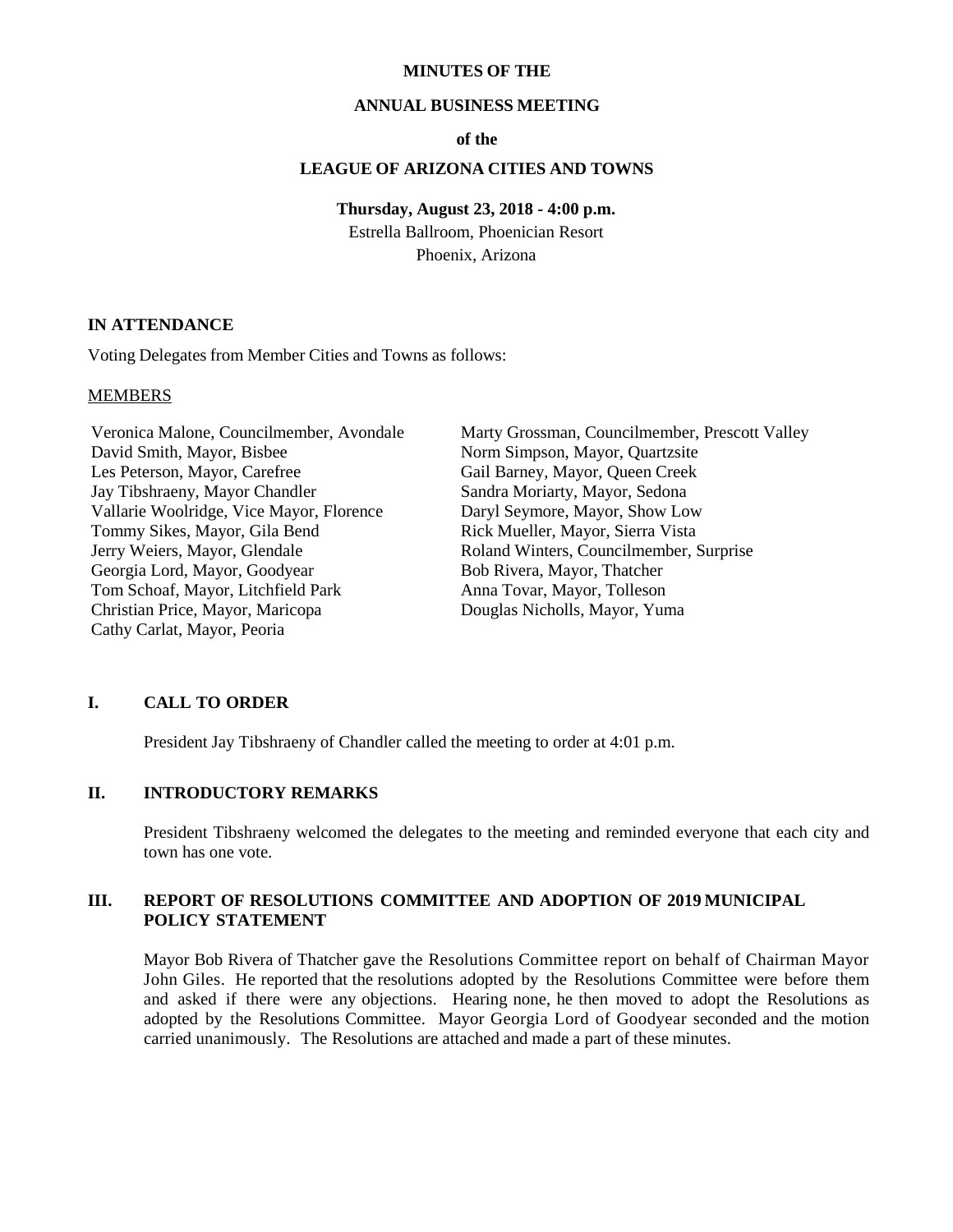**MINUTES OF THE**

**ANNUAL BUSINESS MEETING**

**of the**

**LEAGUE OF ARIZONA CITIES AND TOWNS**

**Thursday, August 23, 2018 - 4:00 p.m.**

Estrella Ballroom, Phoenician Resort

Phoenix, Arizona

## IN ATTENDANCE

Voting Delegates from Member Cities and Towns as follows:

MEMBERS

Veronica Malone, Councilmember, Avondale
David Smith, Mayor, Bisbee
Les Peterson, Mayor, Carefree
Jay Tibshraeny, Mayor Chandler
Vallarie Woolridge, Vice Mayor, Florence
Tommy Sikes, Mayor, Gila Bend
Jerry Weiers, Mayor, Glendale
Georgia Lord, Mayor, Goodyear
Tom Schoaf, Mayor, Litchfield Park
Christian Price, Mayor, Maricopa
Cathy Carlat, Mayor, Peoria
Marty Grossman, Councilmember, Prescott Valley
Norm Simpson, Mayor, Quartzsite
Gail Barney, Mayor, Queen Creek
Sandra Moriarty, Mayor, Sedona
Daryl Seymore, Mayor, Show Low
Rick Mueller, Mayor, Sierra Vista
Roland Winters, Councilmember, Surprise
Bob Rivera, Mayor, Thatcher
Anna Tovar, Mayor, Tolleson
Douglas Nicholls, Mayor, Yuma

## I. CALL TO ORDER

President Jay Tibshraeny of Chandler called the meeting to order at 4:01 p.m.

## II. INTRODUCTORY REMARKS

President Tibshraeny welcomed the delegates to the meeting and reminded everyone that each city and town has one vote.

## III. REPORT OF RESOLUTIONS COMMITTEE AND ADOPTION OF 2019 MUNICIPAL POLICY STATEMENT

Mayor Bob Rivera of Thatcher gave the Resolutions Committee report on behalf of Chairman Mayor John Giles. He reported that the resolutions adopted by the Resolutions Committee were before them and asked if there were any objections. Hearing none, he then moved to adopt the Resolutions as adopted by the Resolutions Committee. Mayor Georgia Lord of Goodyear seconded and the motion carried unanimously. The Resolutions are attached and made a part of these minutes.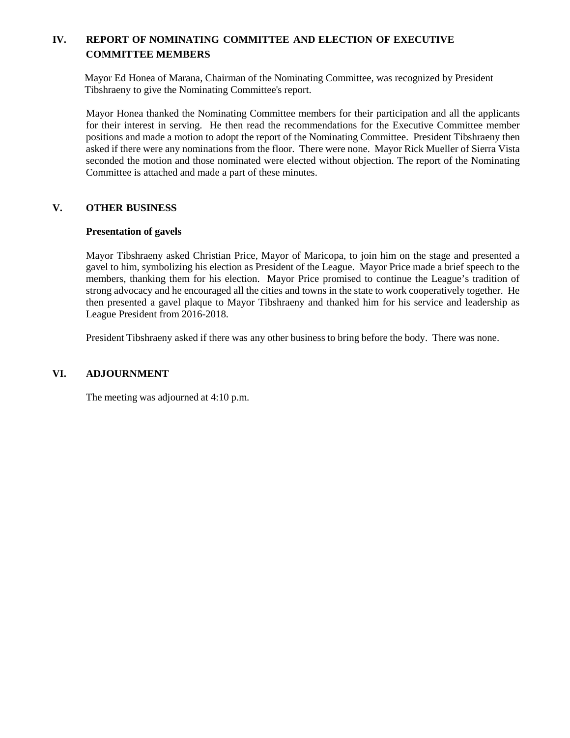## IV. REPORT OF NOMINATING COMMITTEE AND ELECTION OF EXECUTIVE COMMITTEE MEMBERS

Mayor Ed Honea of Marana, Chairman of the Nominating Committee, was recognized by President Tibshraeny to give the Nominating Committee's report.

Mayor Honea thanked the Nominating Committee members for their participation and all the applicants for their interest in serving. He then read the recommendations for the Executive Committee member positions and made a motion to adopt the report of the Nominating Committee. President Tibshraeny then asked if there were any nominations from the floor. There were none. Mayor Rick Mueller of Sierra Vista seconded the motion and those nominated were elected without objection. The report of the Nominating Committee is attached and made a part of these minutes.

## V. OTHER BUSINESS

**Presentation of gavels**

Mayor Tibshraeny asked Christian Price, Mayor of Maricopa, to join him on the stage and presented a gavel to him, symbolizing his election as President of the League. Mayor Price made a brief speech to the members, thanking them for his election. Mayor Price promised to continue the League's tradition of strong advocacy and he encouraged all the cities and towns in the state to work cooperatively together. He then presented a gavel plaque to Mayor Tibshraeny and thanked him for his service and leadership as League President from 2016-2018.

President Tibshraeny asked if there was any other business to bring before the body. There was none.

## VI. ADJOURNMENT

The meeting was adjourned at 4:10 p.m.